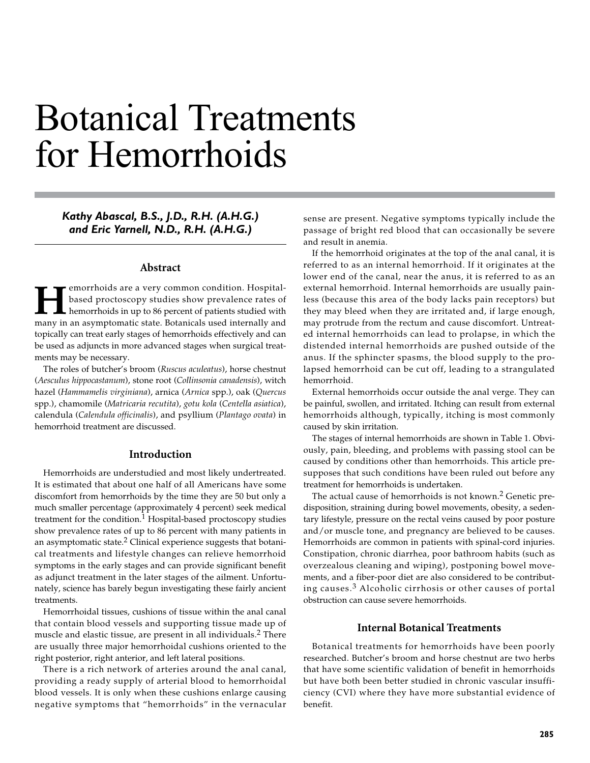# Botanical Treatments for Hemorrhoids

***Kathy Abascal, B.S., J.D., R.H. (A.H.G.) and Eric Yarnell, N.D., R.H. (A.H.G.)***

## Abstract

Hemorrhoids are a very common condition. Hospital-based proctoscopy studies show prevalence rates of hemorrhoids in up to 86 percent of patients studied with many in an asymptomatic state. Botanicals used internally and topically can treat early stages of hemorrhoids effectively and can be used as adjuncts in more advanced stages when surgical treatments may be necessary.

The roles of butcher's broom (*Ruscus aculeatus*), horse chestnut (*Aesculus hippocastanum*), stone root (*Collinsonia canadensis*), witch hazel (*Hammamelis virginiana*), arnica (*Arnica* spp.), oak (*Quercus* spp.), chamomile (*Matricaria recutita*), *gotu kola* (*Centella asiatica*), calendula (*Calendula officinalis*), and psyllium (*Plantago ovata*) in hemorrhoid treatment are discussed.

## Introduction

Hemorrhoids are understudied and most likely undertreated. It is estimated that about one half of all Americans have some discomfort from hemorrhoids by the time they are 50 but only a much smaller percentage (approximately 4 percent) seek medical treatment for the condition.[1] Hospital-based proctoscopy studies show prevalence rates of up to 86 percent with many patients in an asymptomatic state.[2] Clinical experience suggests that botanical treatments and lifestyle changes can relieve hemorrhoid symptoms in the early stages and can provide significant benefit as adjunct treatment in the later stages of the ailment. Unfortunately, science has barely begun investigating these fairly ancient treatments.

Hemorrhoidal tissues, cushions of tissue within the anal canal that contain blood vessels and supporting tissue made up of muscle and elastic tissue, are present in all individuals.[2] There are usually three major hemorrhoidal cushions oriented to the right posterior, right anterior, and left lateral positions.

There is a rich network of arteries around the anal canal, providing a ready supply of arterial blood to hemorrhoidal blood vessels. It is only when these cushions enlarge causing negative symptoms that "hemorrhoids" in the vernacular sense are present. Negative symptoms typically include the passage of bright red blood that can occasionally be severe and result in anemia.

If the hemorrhoid originates at the top of the anal canal, it is referred to as an internal hemorrhoid. If it originates at the lower end of the canal, near the anus, it is referred to as an external hemorrhoid. Internal hemorrhoids are usually painless (because this area of the body lacks pain receptors) but they may bleed when they are irritated and, if large enough, may protrude from the rectum and cause discomfort. Untreated internal hemorrhoids can lead to prolapse, in which the distended internal hemorrhoids are pushed outside of the anus. If the sphincter spasms, the blood supply to the prolapsed hemorrhoid can be cut off, leading to a strangulated hemorrhoid.

External hemorrhoids occur outside the anal verge. They can be painful, swollen, and irritated. Itching can result from external hemorrhoids although, typically, itching is most commonly caused by skin irritation.

The stages of internal hemorrhoids are shown in Table 1. Obviously, pain, bleeding, and problems with passing stool can be caused by conditions other than hemorrhoids. This article presupposes that such conditions have been ruled out before any treatment for hemorrhoids is undertaken.

The actual cause of hemorrhoids is not known.[2] Genetic predisposition, straining during bowel movements, obesity, a sedentary lifestyle, pressure on the rectal veins caused by poor posture and/or muscle tone, and pregnancy are believed to be causes. Hemorrhoids are common in patients with spinal-cord injuries. Constipation, chronic diarrhea, poor bathroom habits (such as overzealous cleaning and wiping), postponing bowel movements, and a fiber-poor diet are also considered to be contributing causes.[3] Alcoholic cirrhosis or other causes of portal obstruction can cause severe hemorrhoids.

## Internal Botanical Treatments

Botanical treatments for hemorrhoids have been poorly researched. Butcher's broom and horse chestnut are two herbs that have some scientific validation of benefit in hemorrhoids but have both been better studied in chronic vascular insufficiency (CVI) where they have more substantial evidence of benefit.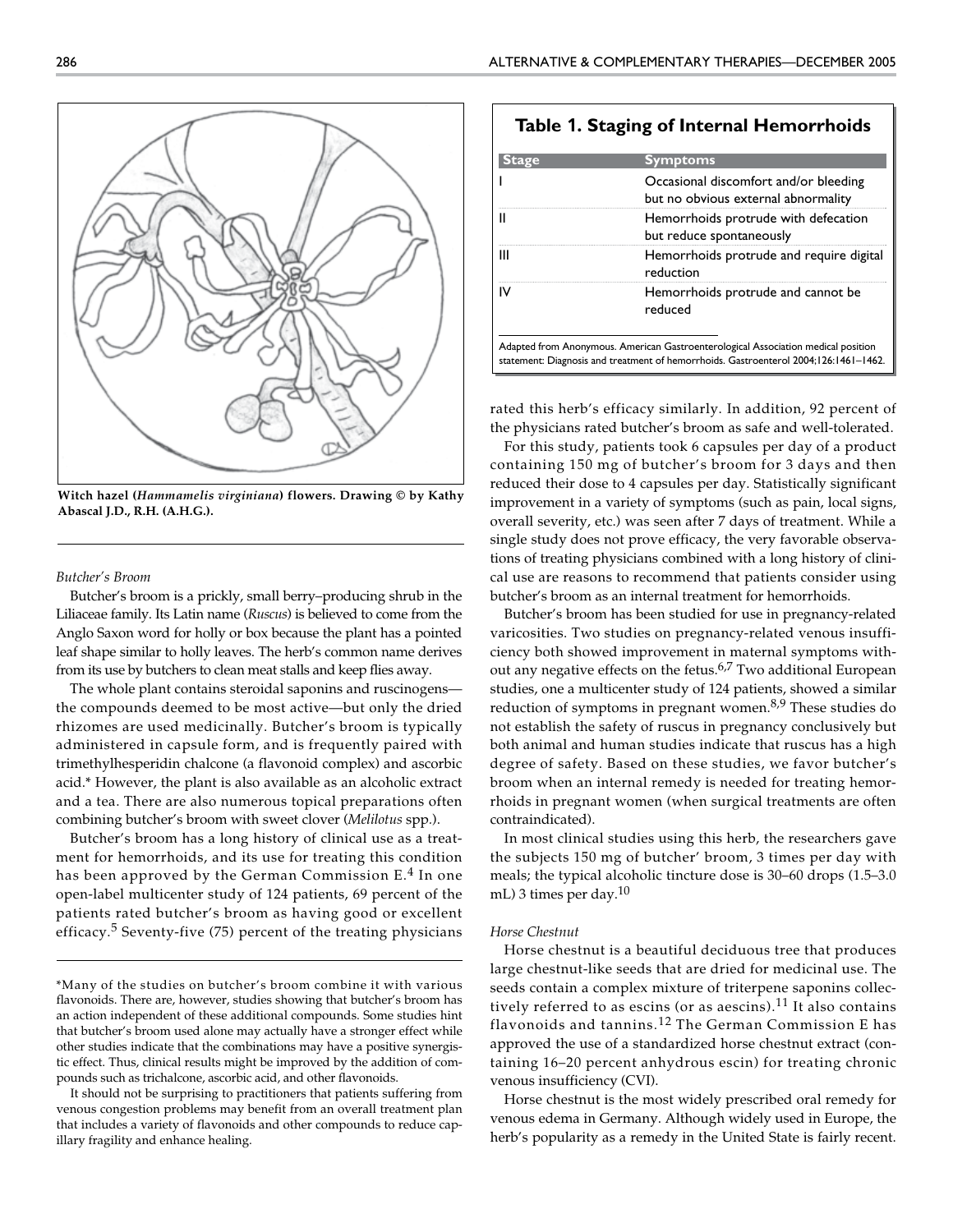Witch hazel (*Hammamelis virginiana*) flowers. Drawing © by Kathy Abascal J.D., R.H. (A.H.G.).

*Butcher's Broom*

Butcher's broom is a prickly, small berry–producing shrub in the Liliaceae family. Its Latin name (*Ruscus*) is believed to come from the Anglo Saxon word for holly or box because the plant has a pointed leaf shape similar to holly leaves. The herb's common name derives from its use by butchers to clean meat stalls and keep flies away.

The whole plant contains steroidal saponins and ruscinogens—the compounds deemed to be most active—but only the dried rhizomes are used medicinally. Butcher's broom is typically administered in capsule form, and is frequently paired with trimethylhesperidin chalcone (a flavonoid complex) and ascorbic acid.* However, the plant is also available as an alcoholic extract and a tea. There are also numerous topical preparations often combining butcher's broom with sweet clover (*Melilotus* spp.).

Butcher's broom has a long history of clinical use as a treatment for hemorrhoids, and its use for treating this condition has been approved by the German Commission E.[4] In one open-label multicenter study of 124 patients, 69 percent of the patients rated butcher's broom as having good or excellent efficacy.[5] Seventy-five (75) percent of the treating physicians rated this herb's efficacy similarly. In addition, 92 percent of the physicians rated butcher's broom as safe and well-tolerated.

For this study, patients took 6 capsules per day of a product containing 150 mg of butcher's broom for 3 days and then reduced their dose to 4 capsules per day. Statistically significant improvement in a variety of symptoms (such as pain, local signs, overall severity, etc.) was seen after 7 days of treatment. While a single study does not prove efficacy, the very favorable observations of treating physicians combined with a long history of clinical use are reasons to recommend that patients consider using butcher's broom as an internal treatment for hemorrhoids.

Butcher's broom has been studied for use in pregnancy-related varicosities. Two studies on pregnancy-related venous insufficiency both showed improvement in maternal symptoms without any negative effects on the fetus.[6,7] Two additional European studies, one a multicenter study of 124 patients, showed a similar reduction of symptoms in pregnant women.[8,9] These studies do not establish the safety of ruscus in pregnancy conclusively but both animal and human studies indicate that ruscus has a high degree of safety. Based on these studies, we favor butcher's broom when an internal remedy is needed for treating hemorrhoids in pregnant women (when surgical treatments are often contraindicated).

In most clinical studies using this herb, the researchers gave the subjects 150 mg of butcher' broom, 3 times per day with meals; the typical alcoholic tincture dose is 30–60 drops (1.5–3.0 mL) 3 times per day.[10]

## Table 1. Staging of Internal Hemorrhoids

| Stage | Symptoms |
|---|---|
| I | Occasional discomfort and/or bleeding but no obvious external abnormality |
| II | Hemorrhoids protrude with defecation but reduce spontaneously |
| III | Hemorrhoids protrude and require digital reduction |
| IV | Hemorrhoids protrude and cannot be reduced |

Adapted from Anonymous. American Gastroenterological Association medical position statement: Diagnosis and treatment of hemorrhoids. Gastroenterol 2004;126:1461–1462.

*Horse Chestnut*

Horse chestnut is a beautiful deciduous tree that produces large chestnut-like seeds that are dried for medicinal use. The seeds contain a complex mixture of triterpene saponins collectively referred to as escins (or as aescins).[11] It also contains flavonoids and tannins.[12] The German Commission E has approved the use of a standardized horse chestnut extract (containing 16–20 percent anhydrous escin) for treating chronic venous insufficiency (CVI).

Horse chestnut is the most widely prescribed oral remedy for venous edema in Germany. Although widely used in Europe, the herb's popularity as a remedy in the United State is fairly recent.

---

*Many of the studies on butcher's broom combine it with various flavonoids. There are, however, studies showing that butcher's broom has an action independent of these additional compounds. Some studies hint that butcher's broom used alone may actually have a stronger effect while other studies indicate that the combinations may have a positive synergistic effect. Thus, clinical results might be improved by the addition of compounds such as trichalcone, ascorbic acid, and other flavonoids.

It should not be surprising to practitioners that patients suffering from venous congestion problems may benefit from an overall treatment plan that includes a variety of flavonoids and other compounds to reduce capillary fragility and enhance healing.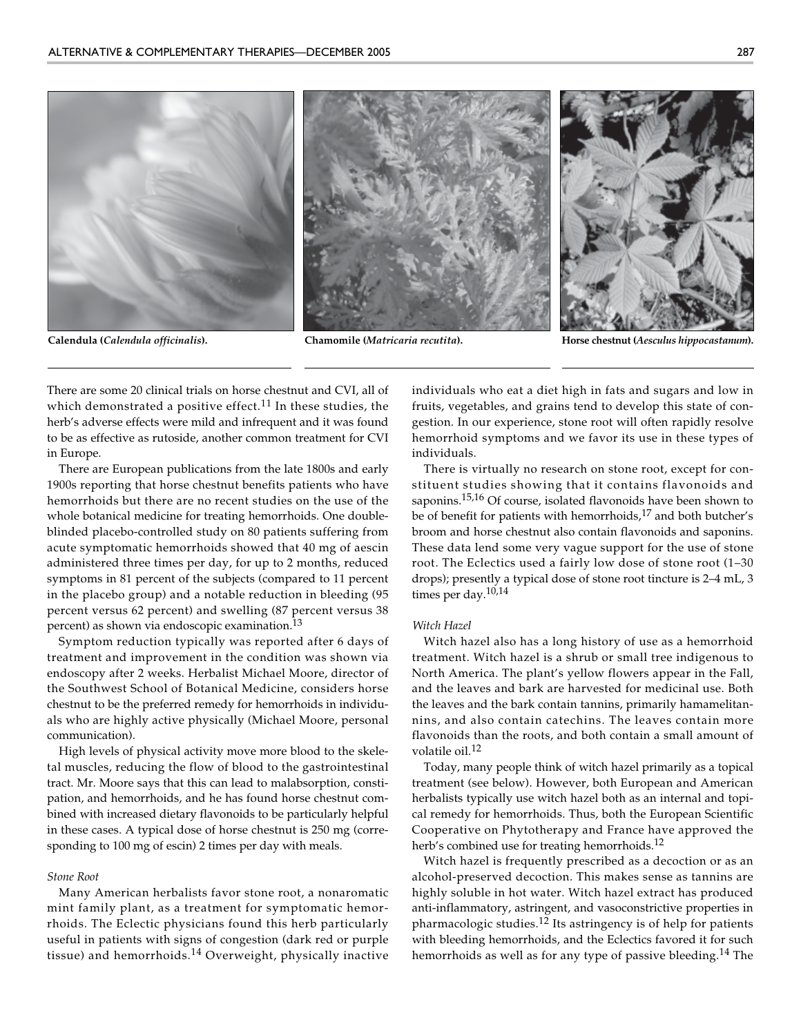Calendula (*Calendula officinalis*).

Chamomile (*Matricaria recutita*).

Horse chestnut (*Aesculus hippocastanum*).

There are some 20 clinical trials on horse chestnut and CVI, all of which demonstrated a positive effect.[11] In these studies, the herb's adverse effects were mild and infrequent and it was found to be as effective as rutoside, another common treatment for CVI in Europe.

There are European publications from the late 1800s and early 1900s reporting that horse chestnut benefits patients who have hemorrhoids but there are no recent studies on the use of the whole botanical medicine for treating hemorrhoids. One double-blinded placebo-controlled study on 80 patients suffering from acute symptomatic hemorrhoids showed that 40 mg of aescin administered three times per day, for up to 2 months, reduced symptoms in 81 percent of the subjects (compared to 11 percent in the placebo group) and a notable reduction in bleeding (95 percent versus 62 percent) and swelling (87 percent versus 38 percent) as shown via endoscopic examination.[13]

Symptom reduction typically was reported after 6 days of treatment and improvement in the condition was shown via endoscopy after 2 weeks. Herbalist Michael Moore, director of the Southwest School of Botanical Medicine, considers horse chestnut to be the preferred remedy for hemorrhoids in individuals who are highly active physically (Michael Moore, personal communication).

High levels of physical activity move more blood to the skeletal muscles, reducing the flow of blood to the gastrointestinal tract. Mr. Moore says that this can lead to malabsorption, constipation, and hemorrhoids, and he has found horse chestnut combined with increased dietary flavonoids to be particularly helpful in these cases. A typical dose of horse chestnut is 250 mg (corresponding to 100 mg of escin) 2 times per day with meals.

*Stone Root*

Many American herbalists favor stone root, a nonaromatic mint family plant, as a treatment for symptomatic hemorrhoids. The Eclectic physicians found this herb particularly useful in patients with signs of congestion (dark red or purple tissue) and hemorrhoids.[14] Overweight, physically inactive individuals who eat a diet high in fats and sugars and low in fruits, vegetables, and grains tend to develop this state of congestion. In our experience, stone root will often rapidly resolve hemorrhoid symptoms and we favor its use in these types of individuals.

There is virtually no research on stone root, except for constituent studies showing that it contains flavonoids and saponins.[15,16] Of course, isolated flavonoids have been shown to be of benefit for patients with hemorrhoids,[17] and both butcher's broom and horse chestnut also contain flavonoids and saponins. These data lend some very vague support for the use of stone root. The Eclectics used a fairly low dose of stone root (1–30 drops); presently a typical dose of stone root tincture is 2–4 mL, 3 times per day.[10,14]

*Witch Hazel*

Witch hazel also has a long history of use as a hemorrhoid treatment. Witch hazel is a shrub or small tree indigenous to North America. The plant's yellow flowers appear in the Fall, and the leaves and bark are harvested for medicinal use. Both the leaves and the bark contain tannins, primarily hamamelitannins, and also contain catechins. The leaves contain more flavonoids than the roots, and both contain a small amount of volatile oil.[12]

Today, many people think of witch hazel primarily as a topical treatment (see below). However, both European and American herbalists typically use witch hazel both as an internal and topical remedy for hemorrhoids. Thus, both the European Scientific Cooperative on Phytotherapy and France have approved the herb's combined use for treating hemorrhoids.[12]

Witch hazel is frequently prescribed as a decoction or as an alcohol-preserved decoction. This makes sense as tannins are highly soluble in hot water. Witch hazel extract has produced anti-inflammatory, astringent, and vasoconstrictive properties in pharmacologic studies.[12] Its astringency is of help for patients with bleeding hemorrhoids, and the Eclectics favored it for such hemorrhoids as well as for any type of passive bleeding.[14] The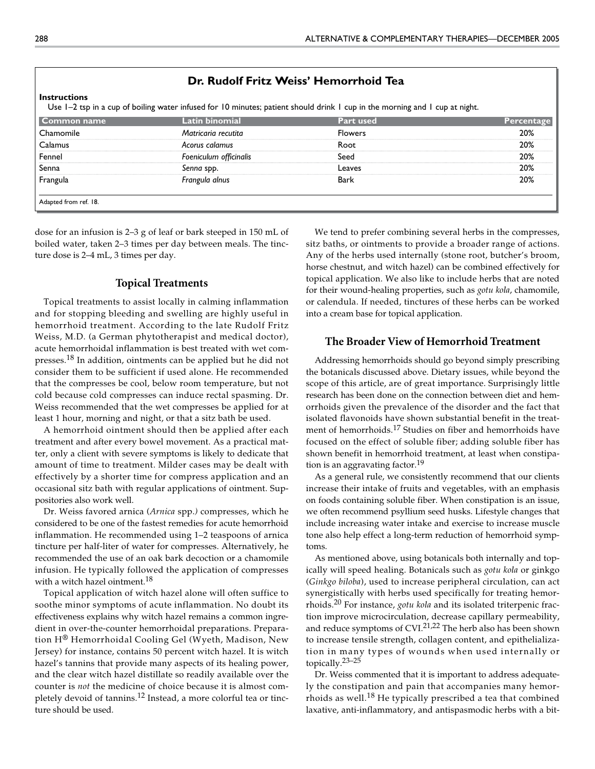### Dr. Rudolf Fritz Weiss' Hemorrhoid Tea

**Instructions**

Use 1–2 tsp in a cup of boiling water infused for 10 minutes; patient should drink 1 cup in the morning and 1 cup at night.

| Common name | Latin binomial | Part used | Percentage |
|---|---|---|---|
| Chamomile | *Matricaria recutita* | Flowers | 20% |
| Calamus | *Acorus calamus* | Root | 20% |
| Fennel | *Foeniculum officinalis* | Seed | 20% |
| Senna | *Senna* spp. | Leaves | 20% |
| Frangula | *Frangula alnus* | Bark | 20% |

Adapted from ref. 18.

dose for an infusion is 2–3 g of leaf or bark steeped in 150 mL of boiled water, taken 2–3 times per day between meals. The tincture dose is 2–4 mL, 3 times per day.

## Topical Treatments

Topical treatments to assist locally in calming inflammation and for stopping bleeding and swelling are highly useful in hemorrhoid treatment. According to the late Rudolf Fritz Weiss, M.D. (a German phytotherapist and medical doctor), acute hemorrhoidal inflammation is best treated with wet compresses.[18] In addition, ointments can be applied but he did not consider them to be sufficient if used alone. He recommended that the compresses be cool, below room temperature, but not cold because cold compresses can induce rectal spasming. Dr. Weiss recommended that the wet compresses be applied for at least 1 hour, morning and night, or that a sitz bath be used.

A hemorrhoid ointment should then be applied after each treatment and after every bowel movement. As a practical matter, only a client with severe symptoms is likely to dedicate that amount of time to treatment. Milder cases may be dealt with effectively by a shorter time for compress application and an occasional sitz bath with regular applications of ointment. Suppositories also work well.

Dr. Weiss favored arnica (*Arnica* spp.) compresses, which he considered to be one of the fastest remedies for acute hemorrhoid inflammation. He recommended using 1–2 teaspoons of arnica tincture per half-liter of water for compresses. Alternatively, he recommended the use of an oak bark decoction or a chamomile infusion. He typically followed the application of compresses with a witch hazel ointment.[18]

Topical application of witch hazel alone will often suffice to soothe minor symptoms of acute inflammation. No doubt its effectiveness explains why witch hazel remains a common ingredient in over-the-counter hemorrhoidal preparations. Preparation H® Hemorrhoidal Cooling Gel (Wyeth, Madison, New Jersey) for instance, contains 50 percent witch hazel. It is witch hazel's tannins that provide many aspects of its healing power, and the clear witch hazel distillate so readily available over the counter is *not* the medicine of choice because it is almost completely devoid of tannins.[12] Instead, a more colorful tea or tincture should be used.

We tend to prefer combining several herbs in the compresses, sitz baths, or ointments to provide a broader range of actions. Any of the herbs used internally (stone root, butcher's broom, horse chestnut, and witch hazel) can be combined effectively for topical application. We also like to include herbs that are noted for their wound-healing properties, such as *gotu kola*, chamomile, or calendula. If needed, tinctures of these herbs can be worked into a cream base for topical application.

## The Broader View of Hemorrhoid Treatment

Addressing hemorrhoids should go beyond simply prescribing the botanicals discussed above. Dietary issues, while beyond the scope of this article, are of great importance. Surprisingly little research has been done on the connection between diet and hemorrhoids given the prevalence of the disorder and the fact that isolated flavonoids have shown substantial benefit in the treatment of hemorrhoids.[17] Studies on fiber and hemorrhoids have focused on the effect of soluble fiber; adding soluble fiber has shown benefit in hemorrhoid treatment, at least when constipation is an aggravating factor.[19]

As a general rule, we consistently recommend that our clients increase their intake of fruits and vegetables, with an emphasis on foods containing soluble fiber. When constipation is an issue, we often recommend psyllium seed husks. Lifestyle changes that include increasing water intake and exercise to increase muscle tone also help effect a long-term reduction of hemorrhoid symptoms.

As mentioned above, using botanicals both internally and topically will speed healing. Botanicals such as *gotu kola* or ginkgo (*Ginkgo biloba*), used to increase peripheral circulation, can act synergistically with herbs used specifically for treating hemorrhoids.[20] For instance, *gotu kola* and its isolated triterpenic fraction improve microcirculation, decrease capillary permeability, and reduce symptoms of CVI.[21,22] The herb also has been shown to increase tensile strength, collagen content, and epithelialization in many types of wounds when used internally or topically.[23–25]

Dr. Weiss commented that it is important to address adequately the constipation and pain that accompanies many hemorrhoids as well.[18] He typically prescribed a tea that combined laxative, anti-inflammatory, and antispasmodic herbs with a bit-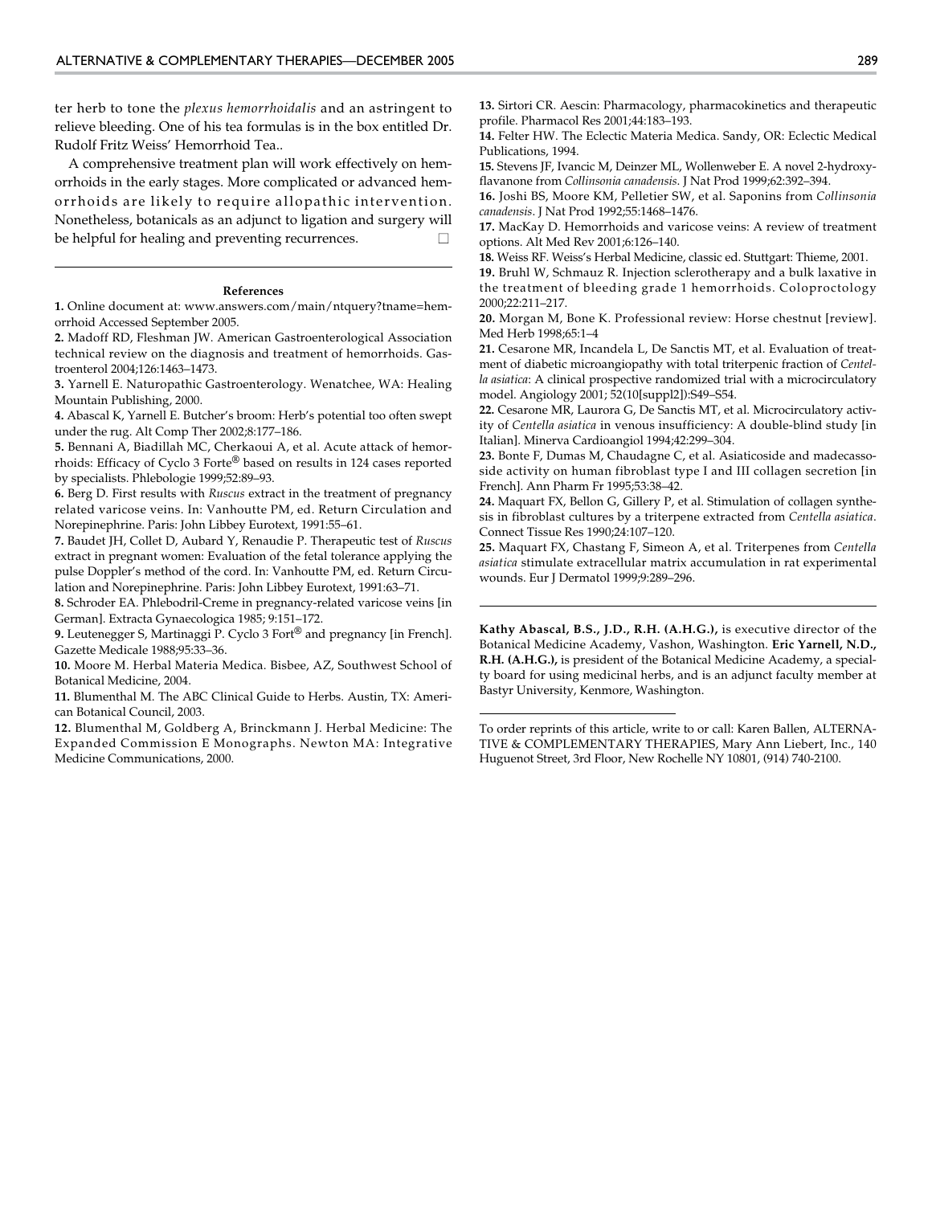ter herb to tone the *plexus hemorrhoidalis* and an astringent to relieve bleeding. One of his tea formulas is in the box entitled Dr. Rudolf Fritz Weiss' Hemorrhoid Tea..

A comprehensive treatment plan will work effectively on hemorrhoids in the early stages. More complicated or advanced hemorrhoids are likely to require allopathic intervention. Nonetheless, botanicals as an adjunct to ligation and surgery will be helpful for healing and preventing recurrences. □

## References

**1.** Online document at: www.answers.com/main/ntquery?tname=hemorrhoid Accessed September 2005.

**2.** Madoff RD, Fleshman JW. American Gastroenterological Association technical review on the diagnosis and treatment of hemorrhoids. Gastroenterol 2004;126:1463–1473.

**3.** Yarnell E. Naturopathic Gastroenterology. Wenatchee, WA: Healing Mountain Publishing, 2000.

**4.** Abascal K, Yarnell E. Butcher's broom: Herb's potential too often swept under the rug. Alt Comp Ther 2002;8:177–186.

**5.** Bennani A, Biadillah MC, Cherkaoui A, et al. Acute attack of hemorrhoids: Efficacy of Cyclo 3 Forte® based on results in 124 cases reported by specialists. Phlebologie 1999;52:89–93.

**6.** Berg D. First results with *Ruscus* extract in the treatment of pregnancy related varicose veins. In: Vanhoutte PM, ed. Return Circulation and Norepinephrine. Paris: John Libbey Eurotext, 1991:55–61.

**7.** Baudet JH, Collet D, Aubard Y, Renaudie P. Therapeutic test of *Ruscus* extract in pregnant women: Evaluation of the fetal tolerance applying the pulse Doppler's method of the cord. In: Vanhoutte PM, ed. Return Circulation and Norepinephrine. Paris: John Libbey Eurotext, 1991:63–71.

**8.** Schroder EA. Phlebodril-Creme in pregnancy-related varicose veins [in German]. Extracta Gynaecologica 1985; 9:151–172.

**9.** Leutenegger S, Martinaggi P. Cyclo 3 Fort® and pregnancy [in French]. Gazette Medicale 1988;95:33–36.

**10.** Moore M. Herbal Materia Medica. Bisbee, AZ, Southwest School of Botanical Medicine, 2004.

**11.** Blumenthal M. The ABC Clinical Guide to Herbs. Austin, TX: American Botanical Council, 2003.

**12.** Blumenthal M, Goldberg A, Brinckmann J. Herbal Medicine: The Expanded Commission E Monographs. Newton MA: Integrative Medicine Communications, 2000.

**13.** Sirtori CR. Aescin: Pharmacology, pharmacokinetics and therapeutic profile. Pharmacol Res 2001;44:183–193.

**14.** Felter HW. The Eclectic Materia Medica. Sandy, OR: Eclectic Medical Publications, 1994.

**15.** Stevens JF, Ivancic M, Deinzer ML, Wollenweber E. A novel 2-hydroxyflavanone from *Collinsonia canadensis*. J Nat Prod 1999;62:392–394.

**16.** Joshi BS, Moore KM, Pelletier SW, et al. Saponins from *Collinsonia canadensis*. J Nat Prod 1992;55:1468–1476.

**17.** MacKay D. Hemorrhoids and varicose veins: A review of treatment options. Alt Med Rev 2001;6:126–140.

**18.** Weiss RF. Weiss's Herbal Medicine, classic ed. Stuttgart: Thieme, 2001.

**19.** Bruhl W, Schmauz R. Injection sclerotherapy and a bulk laxative in the treatment of bleeding grade 1 hemorrhoids. Coloproctology 2000;22:211–217.

**20.** Morgan M, Bone K. Professional review: Horse chestnut [review]. Med Herb 1998;65:1–4

**21.** Cesarone MR, Incandela L, De Sanctis MT, et al. Evaluation of treatment of diabetic microangiopathy with total triterpenic fraction of *Centella asiatica*: A clinical prospective randomized trial with a microcirculatory model. Angiology 2001; 52(10[suppl2]):S49–S54.

**22.** Cesarone MR, Laurora G, De Sanctis MT, et al. Microcirculatory activity of *Centella asiatica* in venous insufficiency: A double-blind study [in Italian]. Minerva Cardioangiol 1994;42:299–304.

**23.** Bonte F, Dumas M, Chaudagne C, et al. Asiaticoside and madecassoside activity on human fibroblast type I and III collagen secretion [in French]. Ann Pharm Fr 1995;53:38–42.

**24.** Maquart FX, Bellon G, Gillery P, et al. Stimulation of collagen synthesis in fibroblast cultures by a triterpene extracted from *Centella asiatica*. Connect Tissue Res 1990;24:107–120.

**25.** Maquart FX, Chastang F, Simeon A, et al. Triterpenes from *Centella asiatica* stimulate extracellular matrix accumulation in rat experimental wounds. Eur J Dermatol 1999;9:289–296.

---

**Kathy Abascal, B.S., J.D., R.H. (A.H.G.),** is executive director of the Botanical Medicine Academy, Vashon, Washington. **Eric Yarnell, N.D., R.H. (A.H.G.),** is president of the Botanical Medicine Academy, a specialty board for using medicinal herbs, and is an adjunct faculty member at Bastyr University, Kenmore, Washington.

---

To order reprints of this article, write to or call: Karen Ballen, ALTERNATIVE & COMPLEMENTARY THERAPIES, Mary Ann Liebert, Inc., 140 Huguenot Street, 3rd Floor, New Rochelle NY 10801, (914) 740-2100.